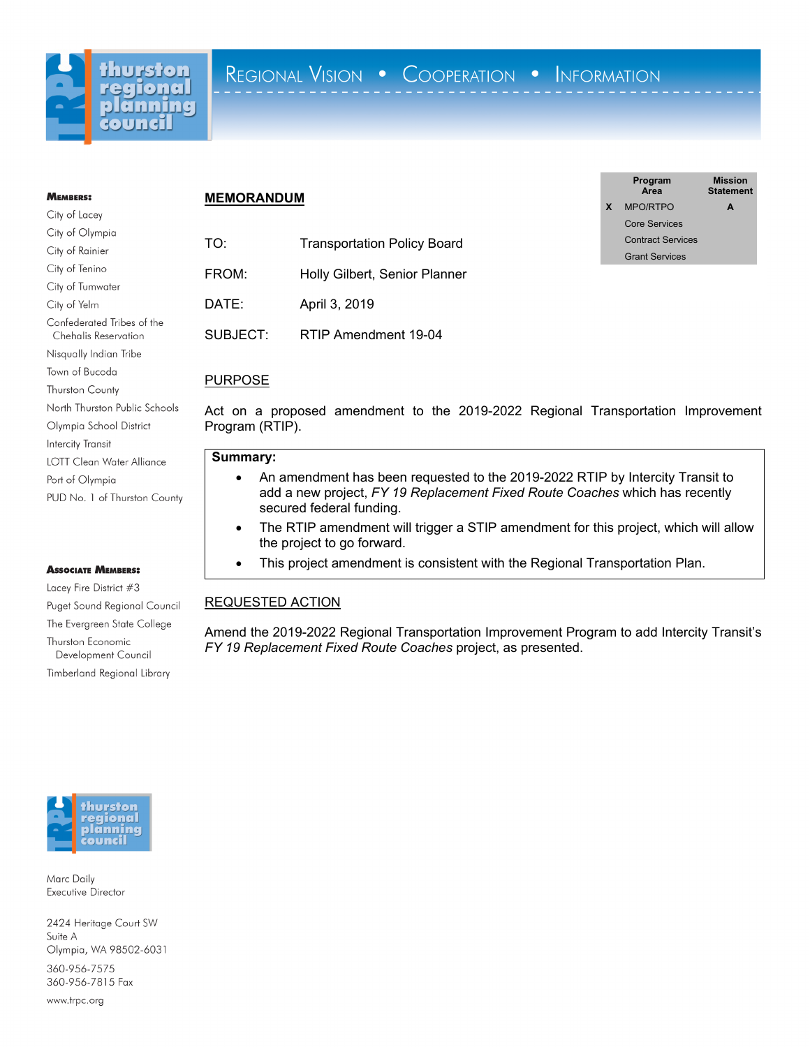thurston regional planning council

REGIONAL VISION • COOPERATION • INFORMATION

**MEMBERS:**

City of Lacey
City of Olympia
City of Rainier
City of Tenino
City of Tumwater
City of Yelm
Confederated Tribes of the Chehalis Reservation
Nisqually Indian Tribe
Town of Bucoda
Thurston County
North Thurston Public Schools
Olympia School District
Intercity Transit
LOTT Clean Water Alliance
Port of Olympia
PUD No. 1 of Thurston County

**ASSOCIATE MEMBERS:**

Lacey Fire District #3
Puget Sound Regional Council
The Evergreen State College
Thurston Economic Development Council
Timberland Regional Library

Marc Daily
Executive Director

2424 Heritage Court SW
Suite A
Olympia, WA 98502-6031

360-956-7575
360-956-7815 Fax

www.trpc.org

| | Program Area | Mission Statement |
|---|---|---|
| X | MPO/RTPO | A |
| | Core Services | |
| | Contract Services | |
| | Grant Services | |

## MEMORANDUM

TO: Transportation Policy Board

FROM: Holly Gilbert, Senior Planner

DATE: April 3, 2019

SUBJECT: RTIP Amendment 19-04

### PURPOSE

Act on a proposed amendment to the 2019-2022 Regional Transportation Improvement Program (RTIP).

**Summary:**

- An amendment has been requested to the 2019-2022 RTIP by Intercity Transit to add a new project, *FY 19 Replacement Fixed Route Coaches* which has recently secured federal funding.
- The RTIP amendment will trigger a STIP amendment for this project, which will allow the project to go forward.
- This project amendment is consistent with the Regional Transportation Plan.

### REQUESTED ACTION

Amend the 2019-2022 Regional Transportation Improvement Program to add Intercity Transit's *FY 19 Replacement Fixed Route Coaches* project, as presented.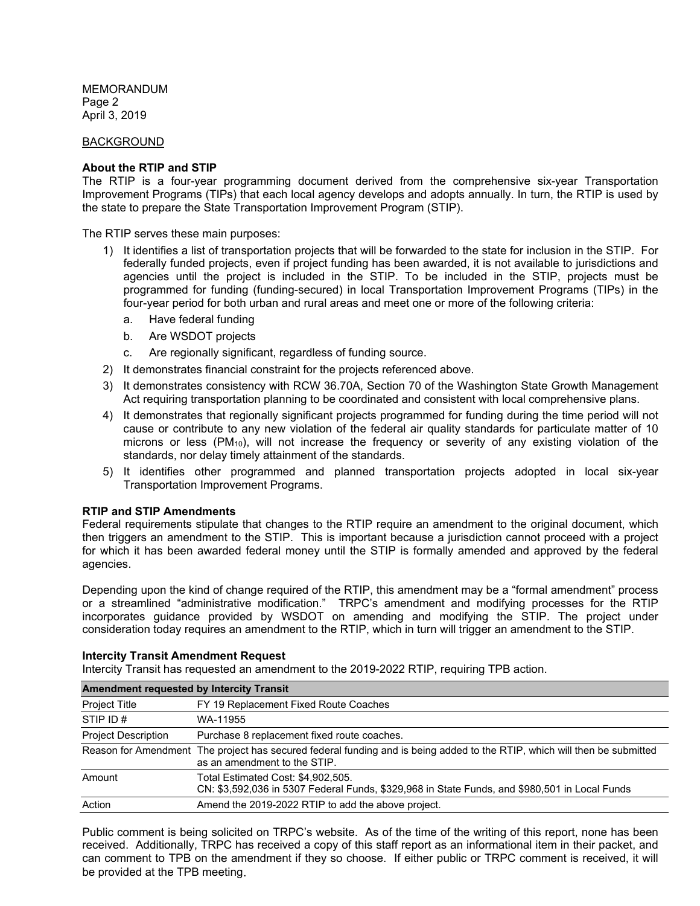MEMORANDUM
Page 2
April 3, 2019

BACKGROUND

**About the RTIP and STIP**

The RTIP is a four-year programming document derived from the comprehensive six-year Transportation Improvement Programs (TIPs) that each local agency develops and adopts annually. In turn, the RTIP is used by the state to prepare the State Transportation Improvement Program (STIP).

The RTIP serves these main purposes:

1) It identifies a list of transportation projects that will be forwarded to the state for inclusion in the STIP. For federally funded projects, even if project funding has been awarded, it is not available to jurisdictions and agencies until the project is included in the STIP. To be included in the STIP, projects must be programmed for funding (funding-secured) in local Transportation Improvement Programs (TIPs) in the four-year period for both urban and rural areas and meet one or more of the following criteria:
   a. Have federal funding
   b. Are WSDOT projects
   c. Are regionally significant, regardless of funding source.
2) It demonstrates financial constraint for the projects referenced above.
3) It demonstrates consistency with RCW 36.70A, Section 70 of the Washington State Growth Management Act requiring transportation planning to be coordinated and consistent with local comprehensive plans.
4) It demonstrates that regionally significant projects programmed for funding during the time period will not cause or contribute to any new violation of the federal air quality standards for particulate matter of 10 microns or less ($PM_{10}$), will not increase the frequency or severity of any existing violation of the standards, nor delay timely attainment of the standards.
5) It identifies other programmed and planned transportation projects adopted in local six-year Transportation Improvement Programs.

**RTIP and STIP Amendments**

Federal requirements stipulate that changes to the RTIP require an amendment to the original document, which then triggers an amendment to the STIP. This is important because a jurisdiction cannot proceed with a project for which it has been awarded federal money until the STIP is formally amended and approved by the federal agencies.

Depending upon the kind of change required of the RTIP, this amendment may be a "formal amendment" process or a streamlined "administrative modification." TRPC's amendment and modifying processes for the RTIP incorporates guidance provided by WSDOT on amending and modifying the STIP. The project under consideration today requires an amendment to the RTIP, which in turn will trigger an amendment to the STIP.

**Intercity Transit Amendment Request**

Intercity Transit has requested an amendment to the 2019-2022 RTIP, requiring TPB action.

| **Amendment requested by Intercity Transit** | |
|---|---|
| Project Title | FY 19 Replacement Fixed Route Coaches |
| STIP ID # | WA-11955 |
| Project Description | Purchase 8 replacement fixed route coaches. |
| Reason for Amendment | The project has secured federal funding and is being added to the RTIP, which will then be submitted as an amendment to the STIP. |
| Amount | Total Estimated Cost: $4,902,505.<br>CN: $3,592,036 in 5307 Federal Funds, $329,968 in State Funds, and $980,501 in Local Funds |
| Action | Amend the 2019-2022 RTIP to add the above project. |

Public comment is being solicited on TRPC's website. As of the time of the writing of this report, none has been received. Additionally, TRPC has received a copy of this staff report as an informational item in their packet, and can comment to TPB on the amendment if they so choose. If either public or TRPC comment is received, it will be provided at the TPB meeting.